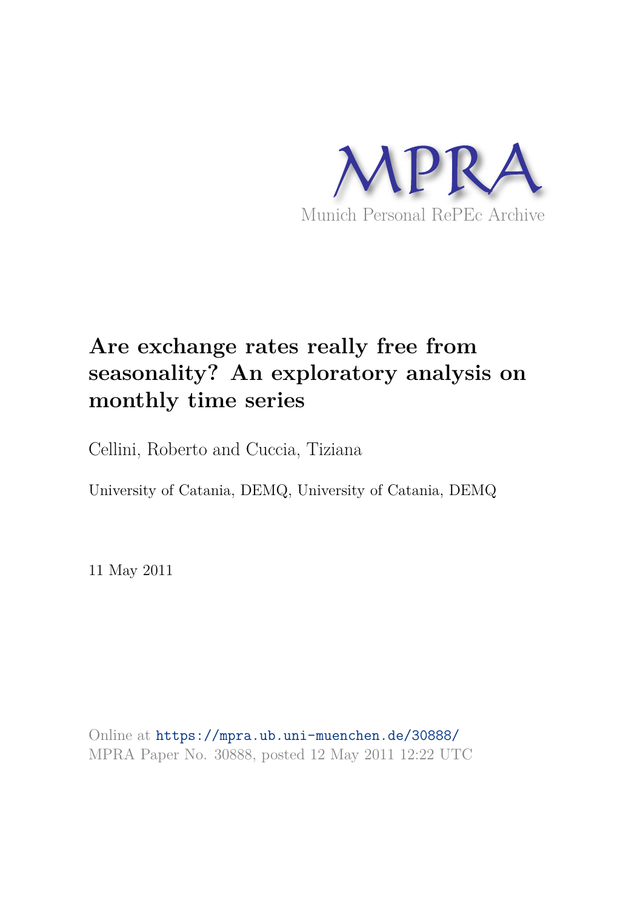MPRA

Munich Personal RePEc Archive

# Are exchange rates really free from seasonality? An exploratory analysis on monthly time series

Cellini, Roberto and Cuccia, Tiziana

University of Catania, DEMQ, University of Catania, DEMQ

11 May 2011

Online at https://mpra.ub.uni-muenchen.de/30888/
MPRA Paper No. 30888, posted 12 May 2011 12:22 UTC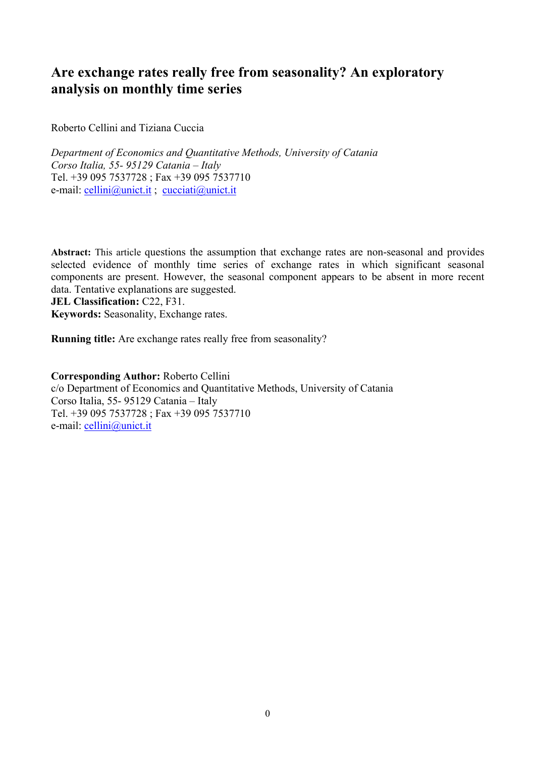# Are exchange rates really free from seasonality? An exploratory analysis on monthly time series

Roberto Cellini and Tiziana Cuccia

*Department of Economics and Quantitative Methods, University of Catania*
*Corso Italia, 55- 95129 Catania – Italy*
Tel. +39 095 7537728 ; Fax +39 095 7537710
e-mail: cellini@unict.it ; cucciati@unict.it

**Abstract:** This article questions the assumption that exchange rates are non-seasonal and provides selected evidence of monthly time series of exchange rates in which significant seasonal components are present. However, the seasonal component appears to be absent in more recent data. Tentative explanations are suggested.

**JEL Classification:** C22, F31.

**Keywords:** Seasonality, Exchange rates.

**Running title:** Are exchange rates really free from seasonality?

**Corresponding Author:** Roberto Cellini
c/o Department of Economics and Quantitative Methods, University of Catania
Corso Italia, 55- 95129 Catania – Italy
Tel. +39 095 7537728 ; Fax +39 095 7537710
e-mail: cellini@unict.it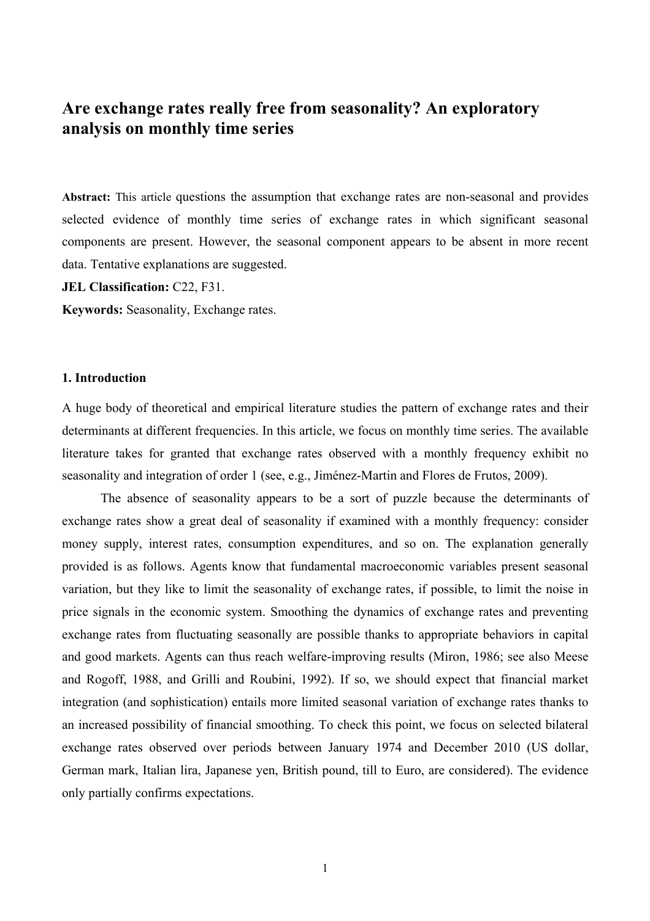# Are exchange rates really free from seasonality? An exploratory analysis on monthly time series

**Abstract:** This article questions the assumption that exchange rates are non-seasonal and provides selected evidence of monthly time series of exchange rates in which significant seasonal components are present. However, the seasonal component appears to be absent in more recent data. Tentative explanations are suggested.

**JEL Classification:** C22, F31.

**Keywords:** Seasonality, Exchange rates.

## 1. Introduction

A huge body of theoretical and empirical literature studies the pattern of exchange rates and their determinants at different frequencies. In this article, we focus on monthly time series. The available literature takes for granted that exchange rates observed with a monthly frequency exhibit no seasonality and integration of order 1 (see, e.g., Jiménez-Martin and Flores de Frutos, 2009).

The absence of seasonality appears to be a sort of puzzle because the determinants of exchange rates show a great deal of seasonality if examined with a monthly frequency: consider money supply, interest rates, consumption expenditures, and so on. The explanation generally provided is as follows. Agents know that fundamental macroeconomic variables present seasonal variation, but they like to limit the seasonality of exchange rates, if possible, to limit the noise in price signals in the economic system. Smoothing the dynamics of exchange rates and preventing exchange rates from fluctuating seasonally are possible thanks to appropriate behaviors in capital and good markets. Agents can thus reach welfare-improving results (Miron, 1986; see also Meese and Rogoff, 1988, and Grilli and Roubini, 1992). If so, we should expect that financial market integration (and sophistication) entails more limited seasonal variation of exchange rates thanks to an increased possibility of financial smoothing. To check this point, we focus on selected bilateral exchange rates observed over periods between January 1974 and December 2010 (US dollar, German mark, Italian lira, Japanese yen, British pound, till to Euro, are considered). The evidence only partially confirms expectations.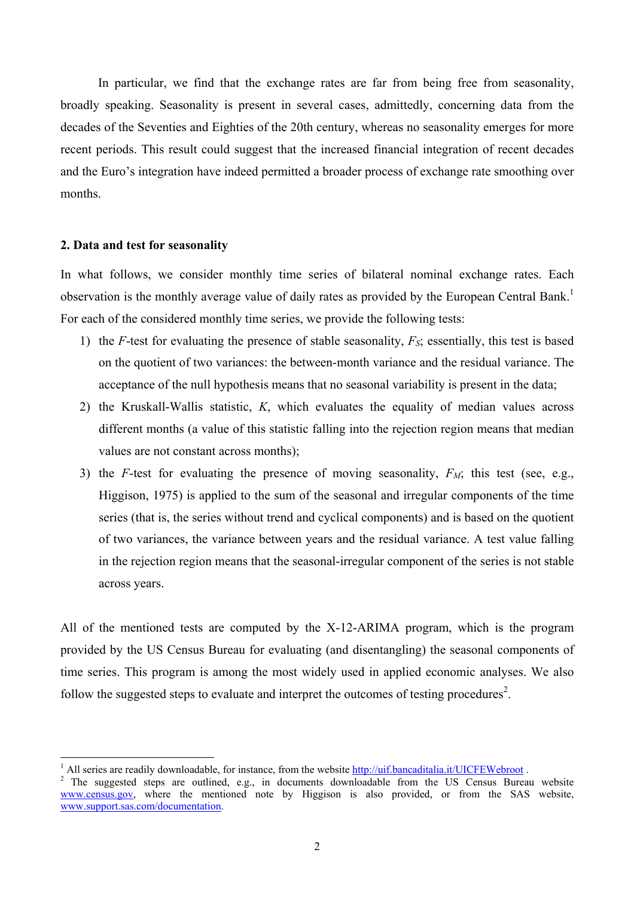In particular, we find that the exchange rates are far from being free from seasonality, broadly speaking. Seasonality is present in several cases, admittedly, concerning data from the decades of the Seventies and Eighties of the 20th century, whereas no seasonality emerges for more recent periods. This result could suggest that the increased financial integration of recent decades and the Euro's integration have indeed permitted a broader process of exchange rate smoothing over months.

## 2. Data and test for seasonality

In what follows, we consider monthly time series of bilateral nominal exchange rates. Each observation is the monthly average value of daily rates as provided by the European Central Bank.[1] For each of the considered monthly time series, we provide the following tests:

1) the *F*-test for evaluating the presence of stable seasonality, $F_S$; essentially, this test is based on the quotient of two variances: the between-month variance and the residual variance. The acceptance of the null hypothesis means that no seasonal variability is present in the data;
2) the Kruskall-Wallis statistic, $K$, which evaluates the equality of median values across different months (a value of this statistic falling into the rejection region means that median values are not constant across months);
3) the *F*-test for evaluating the presence of moving seasonality, $F_M$; this test (see, e.g., Higgison, 1975) is applied to the sum of the seasonal and irregular components of the time series (that is, the series without trend and cyclical components) and is based on the quotient of two variances, the variance between years and the residual variance. A test value falling in the rejection region means that the seasonal-irregular component of the series is not stable across years.

All of the mentioned tests are computed by the X-12-ARIMA program, which is the program provided by the US Census Bureau for evaluating (and disentangling) the seasonal components of time series. This program is among the most widely used in applied economic analyses. We also follow the suggested steps to evaluate and interpret the outcomes of testing procedures[2].

---

[1] All series are readily downloadable, for instance, from the website http://uif.bancaditalia.it/UICFEWebroot .

[2] The suggested steps are outlined, e.g., in documents downloadable from the US Census Bureau website www.census.gov, where the mentioned note by Higgison is also provided, or from the SAS website, www.support.sas.com/documentation.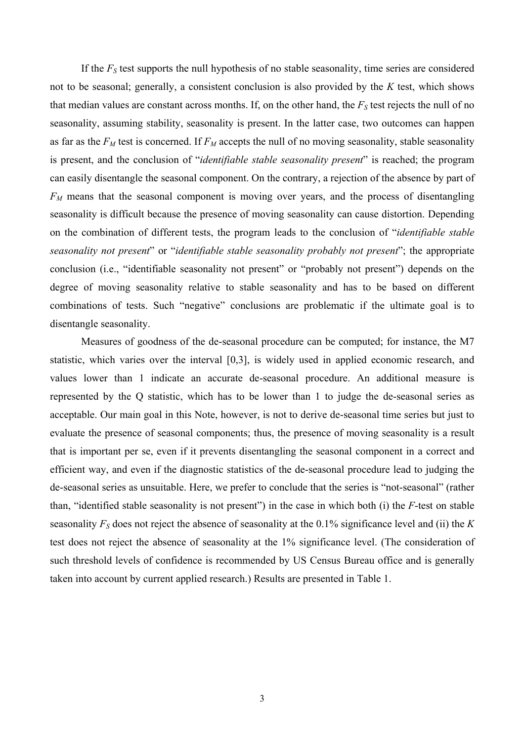If the $F_S$ test supports the null hypothesis of no stable seasonality, time series are considered not to be seasonal; generally, a consistent conclusion is also provided by the $K$ test, which shows that median values are constant across months. If, on the other hand, the $F_S$ test rejects the null of no seasonality, assuming stability, seasonality is present. In the latter case, two outcomes can happen as far as the $F_M$ test is concerned. If $F_M$ accepts the null of no moving seasonality, stable seasonality is present, and the conclusion of "*identifiable stable seasonality present*" is reached; the program can easily disentangle the seasonal component. On the contrary, a rejection of the absence by part of $F_M$ means that the seasonal component is moving over years, and the process of disentangling seasonality is difficult because the presence of moving seasonality can cause distortion. Depending on the combination of different tests, the program leads to the conclusion of "*identifiable stable seasonality not present*" or "*identifiable stable seasonality probably not present*"; the appropriate conclusion (i.e., "identifiable seasonality not present" or "probably not present") depends on the degree of moving seasonality relative to stable seasonality and has to be based on different combinations of tests. Such "negative" conclusions are problematic if the ultimate goal is to disentangle seasonality.

Measures of goodness of the de-seasonal procedure can be computed; for instance, the M7 statistic, which varies over the interval [0,3], is widely used in applied economic research, and values lower than 1 indicate an accurate de-seasonal procedure. An additional measure is represented by the Q statistic, which has to be lower than 1 to judge the de-seasonal series as acceptable. Our main goal in this Note, however, is not to derive de-seasonal time series but just to evaluate the presence of seasonal components; thus, the presence of moving seasonality is a result that is important per se, even if it prevents disentangling the seasonal component in a correct and efficient way, and even if the diagnostic statistics of the de-seasonal procedure lead to judging the de-seasonal series as unsuitable. Here, we prefer to conclude that the series is "not-seasonal" (rather than, "identified stable seasonality is not present") in the case in which both (i) the $F$-test on stable seasonality $F_S$ does not reject the absence of seasonality at the 0.1% significance level and (ii) the $K$ test does not reject the absence of seasonality at the 1% significance level. (The consideration of such threshold levels of confidence is recommended by US Census Bureau office and is generally taken into account by current applied research.) Results are presented in Table 1.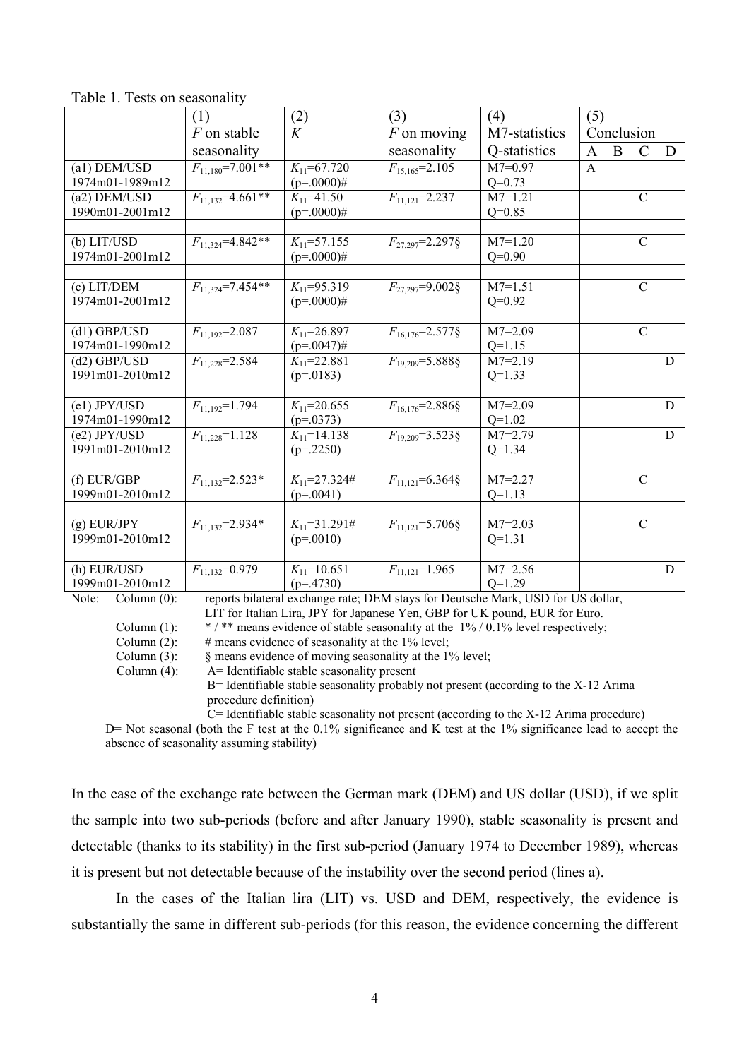Table 1. Tests on seasonality

| | (1) $F$ on stable seasonality | (2) $K$ | (3) $F$ on moving seasonality | (4) M7-statistics Q-statistics | (5) Conclusion A | B | C | D |
|---|---|---|---|---|---|---|---|---|
| (a1) DEM/USD 1974m01-1989m12 | $F_{11,180}$=7.001** | $K_{11}$=67.720 (p=.0000)# | $F_{15,165}$=2.105 | M7=0.97 Q=0.73 | A | | | |
| (a2) DEM/USD 1990m01-2001m12 | $F_{11,132}$=4.661** | $K_{11}$=41.50 (p=.0000)# | $F_{11,121}$=2.237 | M7=1.21 Q=0.85 | | | C | |
| (b) LIT/USD 1974m01-2001m12 | $F_{11,324}$=4.842** | $K_{11}$=57.155 (p=.0000)# | $F_{27,297}$=2.297§ | M7=1.20 Q=0.90 | | | C | |
| (c) LIT/DEM 1974m01-2001m12 | $F_{11,324}$=7.454** | $K_{11}$=95.319 (p=.0000)# | $F_{27,297}$=9.002§ | M7=1.51 Q=0.92 | | | C | |
| (d1) GBP/USD 1974m01-1990m12 | $F_{11,192}$=2.087 | $K_{11}$=26.897 (p=.0047)# | $F_{16,176}$=2.577§ | M7=2.09 Q=1.15 | | | C | |
| (d2) GBP/USD 1991m01-2010m12 | $F_{11,228}$=2.584 | $K_{11}$=22.881 (p=.0183) | $F_{19,209}$=5.888§ | M7=2.19 Q=1.33 | | | | D |
| (e1) JPY/USD 1974m01-1990m12 | $F_{11,192}$=1.794 | $K_{11}$=20.655 (p=.0373) | $F_{16,176}$=2.886§ | M7=2.09 Q=1.02 | | | | D |
| (e2) JPY/USD 1991m01-2010m12 | $F_{11,228}$=1.128 | $K_{11}$=14.138 (p=.2250) | $F_{19,209}$=3.523§ | M7=2.79 Q=1.34 | | | | D |
| (f) EUR/GBP 1999m01-2010m12 | $F_{11,132}$=2.523* | $K_{11}$=27.324# (p=.0041) | $F_{11,121}$=6.364§ | M7=2.27 Q=1.13 | | | C | |
| (g) EUR/JPY 1999m01-2010m12 | $F_{11,132}$=2.934* | $K_{11}$=31.291# (p=.0010) | $F_{11,121}$=5.706§ | M7=2.03 Q=1.31 | | | C | |
| (h) EUR/USD 1999m01-2010m12 | $F_{11,132}$=0.979 | $K_{11}$=10.651 (p=.4730) | $F_{11,121}$=1.965 | M7=2.56 Q=1.29 | | | | D |

Note: Column (0): reports bilateral exchange rate; DEM stays for Deutsche Mark, USD for US dollar, LIT for Italian Lira, JPY for Japanese Yen, GBP for UK pound, EUR for Euro.
Column (1): * / ** means evidence of stable seasonality at the 1% / 0.1% level respectively;
Column (2): # means evidence of seasonality at the 1% level;
Column (3): § means evidence of moving seasonality at the 1% level;
Column (4): A= Identifiable stable seasonality present
B= Identifiable stable seasonality probably not present (according to the X-12 Arima procedure definition)
C= Identifiable stable seasonality not present (according to the X-12 Arima procedure)
D= Not seasonal (both the F test at the 0.1% significance and K test at the 1% significance lead to accept the absence of seasonality assuming stability)

In the case of the exchange rate between the German mark (DEM) and US dollar (USD), if we split the sample into two sub-periods (before and after January 1990), stable seasonality is present and detectable (thanks to its stability) in the first sub-period (January 1974 to December 1989), whereas it is present but not detectable because of the instability over the second period (lines a).

In the cases of the Italian lira (LIT) vs. USD and DEM, respectively, the evidence is substantially the same in different sub-periods (for this reason, the evidence concerning the different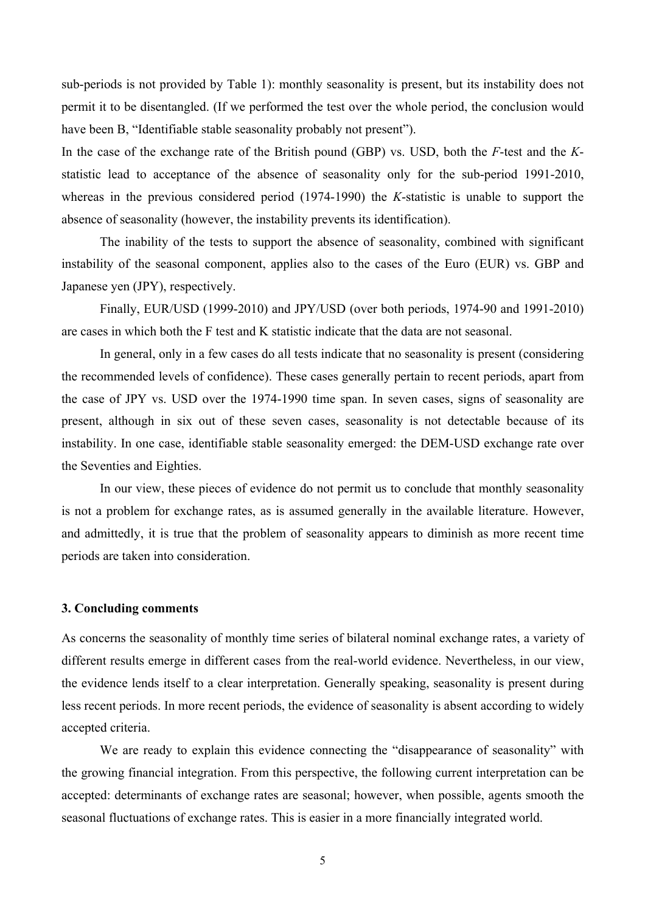sub-periods is not provided by Table 1): monthly seasonality is present, but its instability does not permit it to be disentangled. (If we performed the test over the whole period, the conclusion would have been B, "Identifiable stable seasonality probably not present").

In the case of the exchange rate of the British pound (GBP) vs. USD, both the *F*-test and the *K*-statistic lead to acceptance of the absence of seasonality only for the sub-period 1991-2010, whereas in the previous considered period (1974-1990) the *K*-statistic is unable to support the absence of seasonality (however, the instability prevents its identification).

The inability of the tests to support the absence of seasonality, combined with significant instability of the seasonal component, applies also to the cases of the Euro (EUR) vs. GBP and Japanese yen (JPY), respectively.

Finally, EUR/USD (1999-2010) and JPY/USD (over both periods, 1974-90 and 1991-2010) are cases in which both the F test and K statistic indicate that the data are not seasonal.

In general, only in a few cases do all tests indicate that no seasonality is present (considering the recommended levels of confidence). These cases generally pertain to recent periods, apart from the case of JPY vs. USD over the 1974-1990 time span. In seven cases, signs of seasonality are present, although in six out of these seven cases, seasonality is not detectable because of its instability. In one case, identifiable stable seasonality emerged: the DEM-USD exchange rate over the Seventies and Eighties.

In our view, these pieces of evidence do not permit us to conclude that monthly seasonality is not a problem for exchange rates, as is assumed generally in the available literature. However, and admittedly, it is true that the problem of seasonality appears to diminish as more recent time periods are taken into consideration.

## 3. Concluding comments

As concerns the seasonality of monthly time series of bilateral nominal exchange rates, a variety of different results emerge in different cases from the real-world evidence. Nevertheless, in our view, the evidence lends itself to a clear interpretation. Generally speaking, seasonality is present during less recent periods. In more recent periods, the evidence of seasonality is absent according to widely accepted criteria.

We are ready to explain this evidence connecting the "disappearance of seasonality" with the growing financial integration. From this perspective, the following current interpretation can be accepted: determinants of exchange rates are seasonal; however, when possible, agents smooth the seasonal fluctuations of exchange rates. This is easier in a more financially integrated world.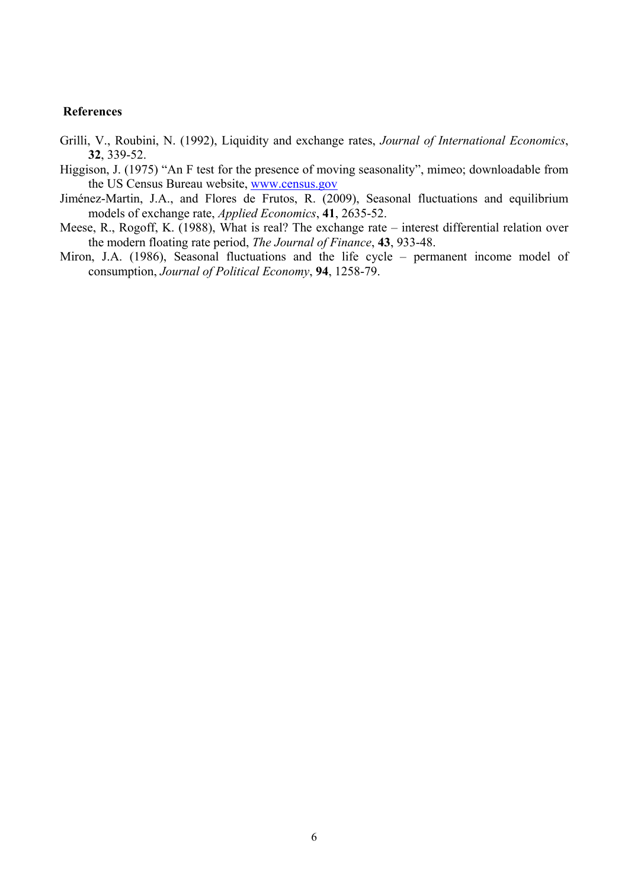## References

Grilli, V., Roubini, N. (1992), Liquidity and exchange rates, *Journal of International Economics*, **32**, 339-52.

Higgison, J. (1975) "An F test for the presence of moving seasonality", mimeo; downloadable from the US Census Bureau website, [www.census.gov](www.census.gov)

Jiménez-Martin, J.A., and Flores de Frutos, R. (2009), Seasonal fluctuations and equilibrium models of exchange rate, *Applied Economics*, **41**, 2635-52.

Meese, R., Rogoff, K. (1988), What is real? The exchange rate – interest differential relation over the modern floating rate period, *The Journal of Finance*, **43**, 933-48.

Miron, J.A. (1986), Seasonal fluctuations and the life cycle – permanent income model of consumption, *Journal of Political Economy*, **94**, 1258-79.